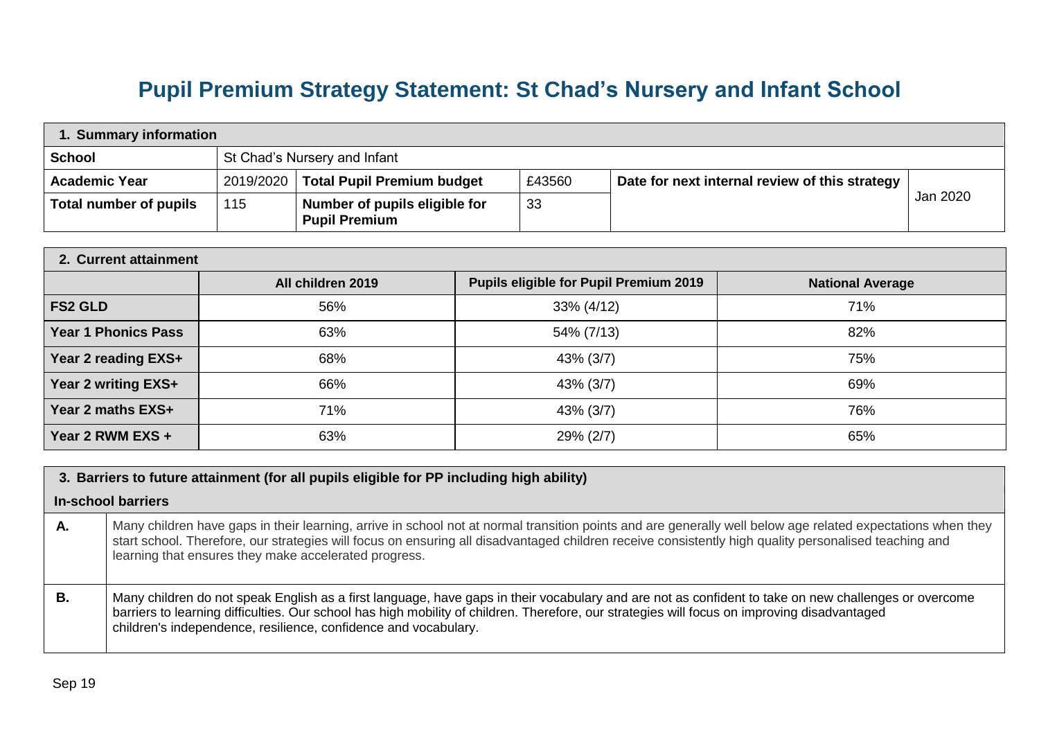# Pupil Premium Strategy Statement: St Chad's Nursery and Infant School

| 1. Summary information | | | | | |
|---|---|---|---|---|---|
| **School** | St Chad's Nursery and Infant | | | | |
| **Academic Year** | 2019/2020 | **Total Pupil Premium budget** | £43560 | **Date for next internal review of this strategy** | Jan 2020 |
| **Total number of pupils** | 115 | **Number of pupils eligible for Pupil Premium** | 33 | | |

| 2. Current attainment | | | |
|---|---|---|---|
| | **All children 2019** | **Pupils eligible for Pupil Premium 2019** | **National Average** |
| **FS2 GLD** | 56% | 33% (4/12) | 71% |
| **Year 1 Phonics Pass** | 63% | 54% (7/13) | 82% |
| **Year 2 reading EXS+** | 68% | 43% (3/7) | 75% |
| **Year 2 writing EXS+** | 66% | 43% (3/7) | 69% |
| **Year 2 maths EXS+** | 71% | 43% (3/7) | 76% |
| **Year 2 RWM EXS +** | 63% | 29% (2/7) | 65% |

| 3. Barriers to future attainment (for all pupils eligible for PP including high ability) | |
|---|---|
| **In-school barriers** | |
| **A.** | Many children have gaps in their learning, arrive in school not at normal transition points and are generally well below age related expectations when they start school. Therefore, our strategies will focus on ensuring all disadvantaged children receive consistently high quality personalised teaching and learning that ensures they make accelerated progress. |
| **B.** | Many children do not speak English as a first language, have gaps in their vocabulary and are not as confident to take on new challenges or overcome barriers to learning difficulties. Our school has high mobility of children. Therefore, our strategies will focus on improving disadvantaged children's independence, resilience, confidence and vocabulary. |

Sep 19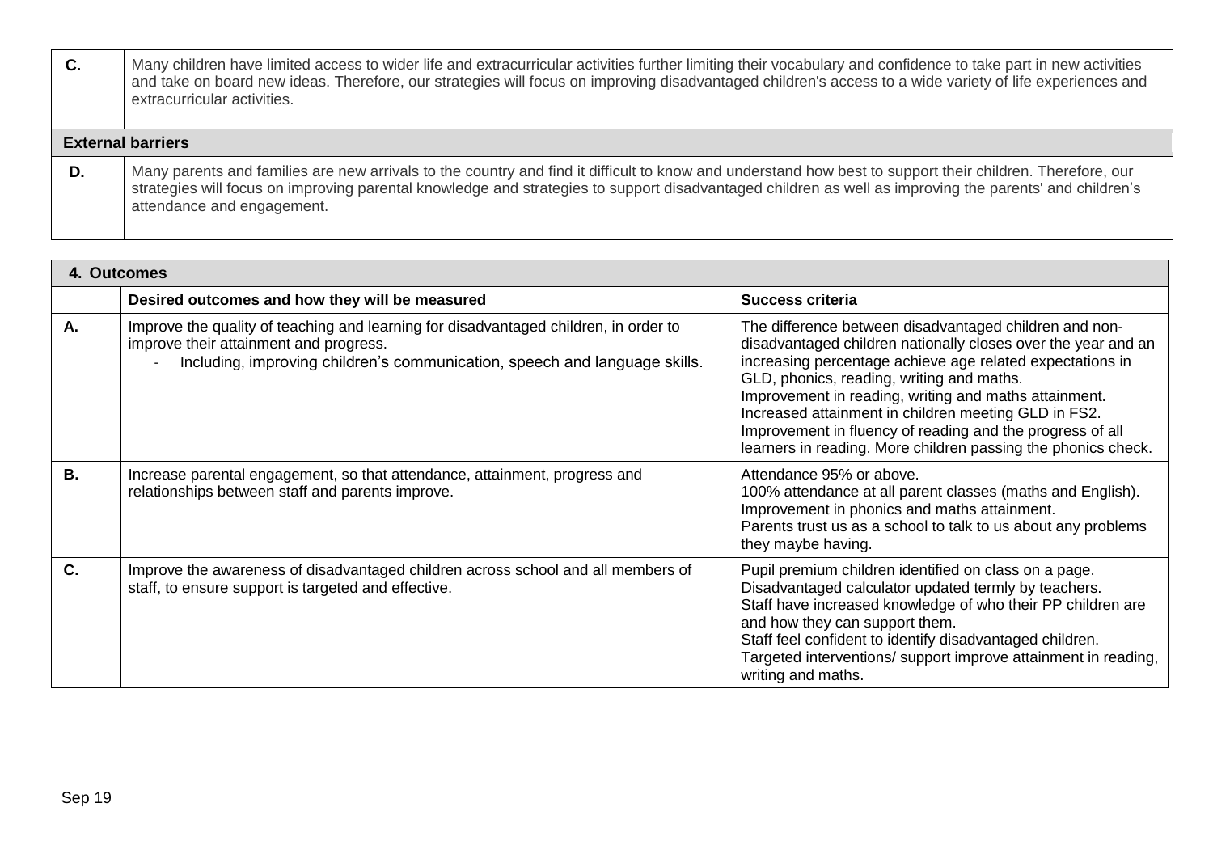| | |
|---|---|
| **C.** | Many children have limited access to wider life and extracurricular activities further limiting their vocabulary and confidence to take part in new activities and take on board new ideas. Therefore, our strategies will focus on improving disadvantaged children's access to a wide variety of life experiences and extracurricular activities. |
| **External barriers** | |
| **D.** | Many parents and families are new arrivals to the country and find it difficult to know and understand how best to support their children. Therefore, our strategies will focus on improving parental knowledge and strategies to support disadvantaged children as well as improving the parents' and children's attendance and engagement. |

| **4. Outcomes** | | |
|---|---|---|
| | **Desired outcomes and how they will be measured** | **Success criteria** |
| **A.** | Improve the quality of teaching and learning for disadvantaged children, in order to improve their attainment and progress.<br>- Including, improving children's communication, speech and language skills. | The difference between disadvantaged children and non-disadvantaged children nationally closes over the year and an increasing percentage achieve age related expectations in GLD, phonics, reading, writing and maths.<br>Improvement in reading, writing and maths attainment.<br>Increased attainment in children meeting GLD in FS2.<br>Improvement in fluency of reading and the progress of all learners in reading. More children passing the phonics check. |
| **B.** | Increase parental engagement, so that attendance, attainment, progress and relationships between staff and parents improve. | Attendance 95% or above.<br>100% attendance at all parent classes (maths and English).<br>Improvement in phonics and maths attainment.<br>Parents trust us as a school to talk to us about any problems they maybe having. |
| **C.** | Improve the awareness of disadvantaged children across school and all members of staff, to ensure support is targeted and effective. | Pupil premium children identified on class on a page.<br>Disadvantaged calculator updated termly by teachers.<br>Staff have increased knowledge of who their PP children are and how they can support them.<br>Staff feel confident to identify disadvantaged children.<br>Targeted interventions/ support improve attainment in reading, writing and maths. |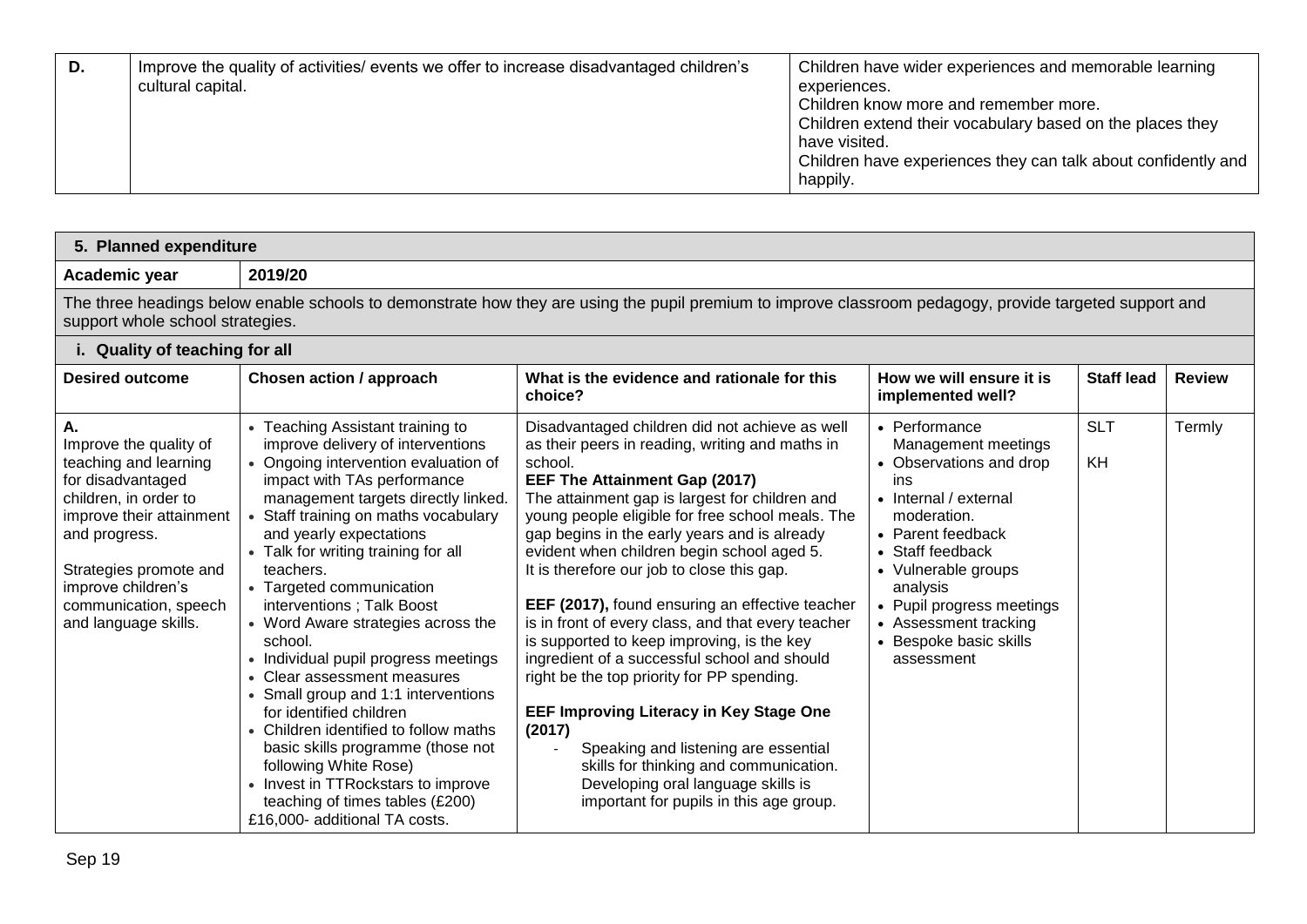| D. | Improve the quality of activities/ events we offer to increase disadvantaged children's cultural capital. | Children have wider experiences and memorable learning experiences.<br>Children know more and remember more.<br>Children extend their vocabulary based on the places they have visited.<br>Children have experiences they can talk about confidently and happily. |
|---|---|---|

## 5. Planned expenditure

| Academic year | 2019/20 |
|---|---|

The three headings below enable schools to demonstrate how they are using the pupil premium to improve classroom pedagogy, provide targeted support and support whole school strategies.

### i. Quality of teaching for all

| Desired outcome | Chosen action / approach | What is the evidence and rationale for this choice? | How we will ensure it is implemented well? | Staff lead | Review |
|---|---|---|---|---|---|
| **A.**<br>Improve the quality of teaching and learning for disadvantaged children, in order to improve their attainment and progress.<br><br>Strategies promote and improve children's communication, speech and language skills. | • Teaching Assistant training to improve delivery of interventions<br>• Ongoing intervention evaluation of impact with TAs performance management targets directly linked.<br>• Staff training on maths vocabulary and yearly expectations<br>• Talk for writing training for all teachers.<br>• Targeted communication interventions ; Talk Boost<br>• Word Aware strategies across the school.<br>• Individual pupil progress meetings<br>• Clear assessment measures<br>• Small group and 1:1 interventions for identified children<br>• Children identified to follow maths basic skills programme (those not following White Rose)<br>• Invest in TTRockstars to improve teaching of times tables (£200)<br>£16,000- additional TA costs. | Disadvantaged children did not achieve as well as their peers in reading, writing and maths in school.<br>**EEF The Attainment Gap (2017)**<br>The attainment gap is largest for children and young people eligible for free school meals. The gap begins in the early years and is already evident when children begin school aged 5. It is therefore our job to close this gap.<br><br>**EEF (2017),** found ensuring an effective teacher is in front of every class, and that every teacher is supported to keep improving, is the key ingredient of a successful school and should right be the top priority for PP spending.<br><br>**EEF Improving Literacy in Key Stage One (2017)**<br>- Speaking and listening are essential skills for thinking and communication. Developing oral language skills is important for pupils in this age group. | • Performance Management meetings<br>• Observations and drop ins<br>• Internal / external moderation.<br>• Parent feedback<br>• Staff feedback<br>• Vulnerable groups analysis<br>• Pupil progress meetings<br>• Assessment tracking<br>• Bespoke basic skills assessment | SLT<br><br>KH | Termly |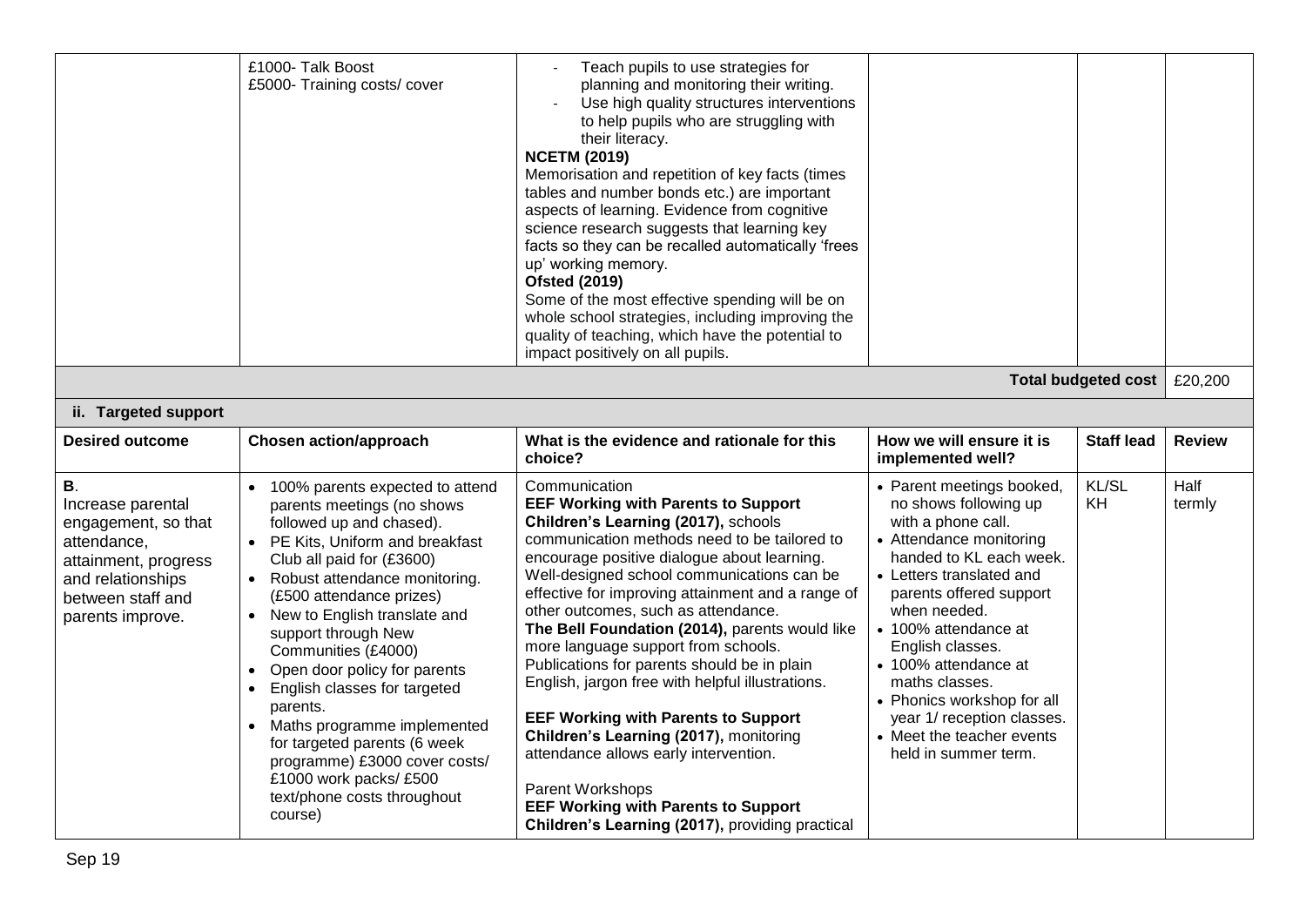| | | | | | |
|---|---|---|---|---|---|
| | £1000- Talk Boost<br>£5000- Training costs/ cover | - Teach pupils to use strategies for planning and monitoring their writing.<br>- Use high quality structures interventions to help pupils who are struggling with their literacy.<br>**NCETM (2019)**<br>Memorisation and repetition of key facts (times tables and number bonds etc.) are important aspects of learning. Evidence from cognitive science research suggests that learning key facts so they can be recalled automatically 'frees up' working memory.<br>**Ofsted (2019)**<br>Some of the most effective spending will be on whole school strategies, including improving the quality of teaching, which have the potential to impact positively on all pupils. | | | |
| | | | | **Total budgeted cost** | £20,200 |

**ii. Targeted support**

| Desired outcome | Chosen action/approach | What is the evidence and rationale for this choice? | How we will ensure it is implemented well? | Staff lead | Review |
|---|---|---|---|---|---|
| **B**.<br>Increase parental engagement, so that attendance, attainment, progress and relationships between staff and parents improve. | • 100% parents expected to attend parents meetings (no shows followed up and chased).<br>• PE Kits, Uniform and breakfast Club all paid for (£3600)<br>• Robust attendance monitoring. (£500 attendance prizes)<br>• New to English translate and support through New Communities (£4000)<br>• Open door policy for parents<br>• English classes for targeted parents.<br>• Maths programme implemented for targeted parents (6 week programme) £3000 cover costs/ £1000 work packs/ £500 text/phone costs throughout course) | Communication<br>**EEF Working with Parents to Support Children's Learning (2017),** schools communication methods need to be tailored to encourage positive dialogue about learning. Well-designed school communications can be effective for improving attainment and a range of other outcomes, such as attendance.<br>**The Bell Foundation (2014),** parents would like more language support from schools. Publications for parents should be in plain English, jargon free with helpful illustrations.<br><br>**EEF Working with Parents to Support Children's Learning (2017),** monitoring attendance allows early intervention.<br><br>Parent Workshops<br>**EEF Working with Parents to Support Children's Learning (2017),** providing practical | • Parent meetings booked, no shows following up with a phone call.<br>• Attendance monitoring handed to KL each week.<br>• Letters translated and parents offered support when needed.<br>• 100% attendance at English classes.<br>• 100% attendance at maths classes.<br>• Phonics workshop for all year 1/ reception classes.<br>• Meet the teacher events held in summer term. | KL/SL<br>KH | Half termly |

Sep 19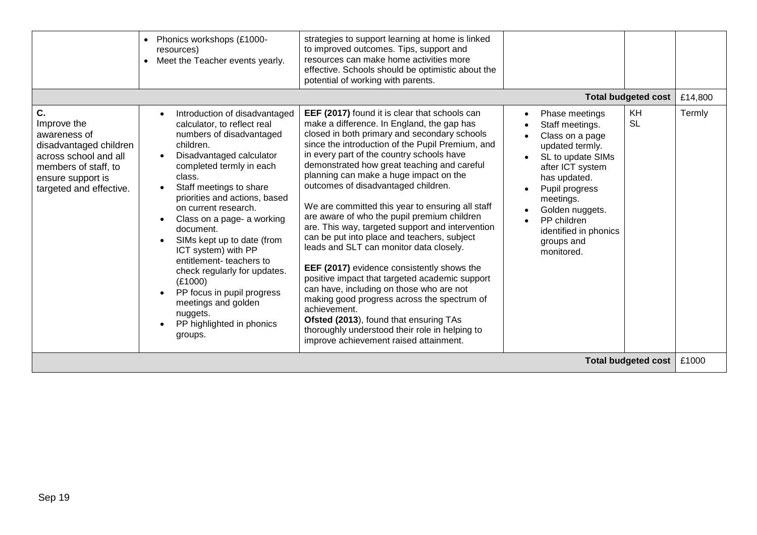| | | | | | |
|---|---|---|---|---|---|
| | • Phonics workshops (£1000- resources)<br>• Meet the Teacher events yearly. | strategies to support learning at home is linked to improved outcomes. Tips, support and resources can make home activities more effective. Schools should be optimistic about the potential of working with parents. | | | |
| | | | | **Total budgeted cost** | £14,800 |
| **C.**<br>Improve the awareness of disadvantaged children across school and all members of staff, to ensure support is targeted and effective. | • Introduction of disadvantaged calculator, to reflect real numbers of disadvantaged children.<br>• Disadvantaged calculator completed termly in each class.<br>• Staff meetings to share priorities and actions, based on current research.<br>• Class on a page- a working document.<br>• SIMs kept up to date (from ICT system) with PP entitlement- teachers to check regularly for updates. (£1000)<br>• PP focus in pupil progress meetings and golden nuggets.<br>• PP highlighted in phonics groups. | **EEF (2017)** found it is clear that schools can make a difference. In England, the gap has closed in both primary and secondary schools since the introduction of the Pupil Premium, and in every part of the country schools have demonstrated how great teaching and careful planning can make a huge impact on the outcomes of disadvantaged children.<br><br>We are committed this year to ensuring all staff are aware of who the pupil premium children are. This way, targeted support and intervention can be put into place and teachers, subject leads and SLT can monitor data closely.<br><br>**EEF (2017)** evidence consistently shows the positive impact that targeted academic support can have, including on those who are not making good progress across the spectrum of achievement.<br>**Ofsted (2013**), found that ensuring TAs thoroughly understood their role in helping to improve achievement raised attainment. | • Phase meetings<br>• Staff meetings.<br>• Class on a page updated termly.<br>• SL to update SIMs after ICT system has updated.<br>• Pupil progress meetings.<br>• Golden nuggets.<br>• PP children identified in phonics groups and monitored. | KH<br>SL | Termly |
| | | | | **Total budgeted cost** | £1000 |

Sep 19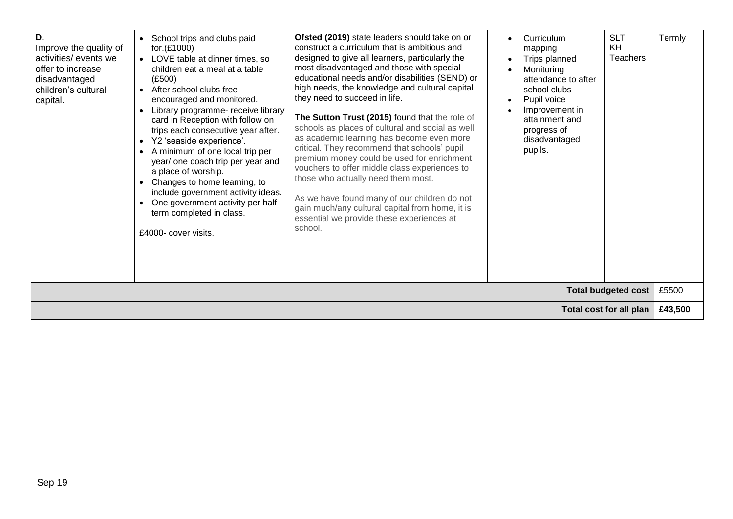| | | | | | |
|---|---|---|---|---|---|
| **D.**<br>Improve the quality of activities/ events we offer to increase disadvantaged children's cultural capital. | • School trips and clubs paid for.(£1000)<br>• LOVE table at dinner times, so children eat a meal at a table (£500)<br>• After school clubs free- encouraged and monitored.<br>• Library programme- receive library card in Reception with follow on trips each consecutive year after.<br>• Y2 'seaside experience'.<br>• A minimum of one local trip per year/ one coach trip per year and a place of worship.<br>• Changes to home learning, to include government activity ideas.<br>• One government activity per half term completed in class.<br><br>£4000- cover visits. | **Ofsted (2019)** state leaders should take on or construct a curriculum that is ambitious and designed to give all learners, particularly the most disadvantaged and those with special educational needs and/or disabilities (SEND) or high needs, the knowledge and cultural capital they need to succeed in life.<br><br>**The Sutton Trust (2015)** found that the role of schools as places of cultural and social as well as academic learning has become even more critical. They recommend that schools' pupil premium money could be used for enrichment vouchers to offer middle class experiences to those who actually need them most.<br><br>As we have found many of our children do not gain much/any cultural capital from home, it is essential we provide these experiences at school. | • Curriculum mapping<br>• Trips planned<br>• Monitoring attendance to after school clubs<br>• Pupil voice<br>• Improvement in attainment and progress of disadvantaged pupils. | SLT<br>KH<br>Teachers | Termly |
| | | | | **Total budgeted cost** | £5500 |
| | | | | **Total cost for all plan** | **£43,500** |

Sep 19